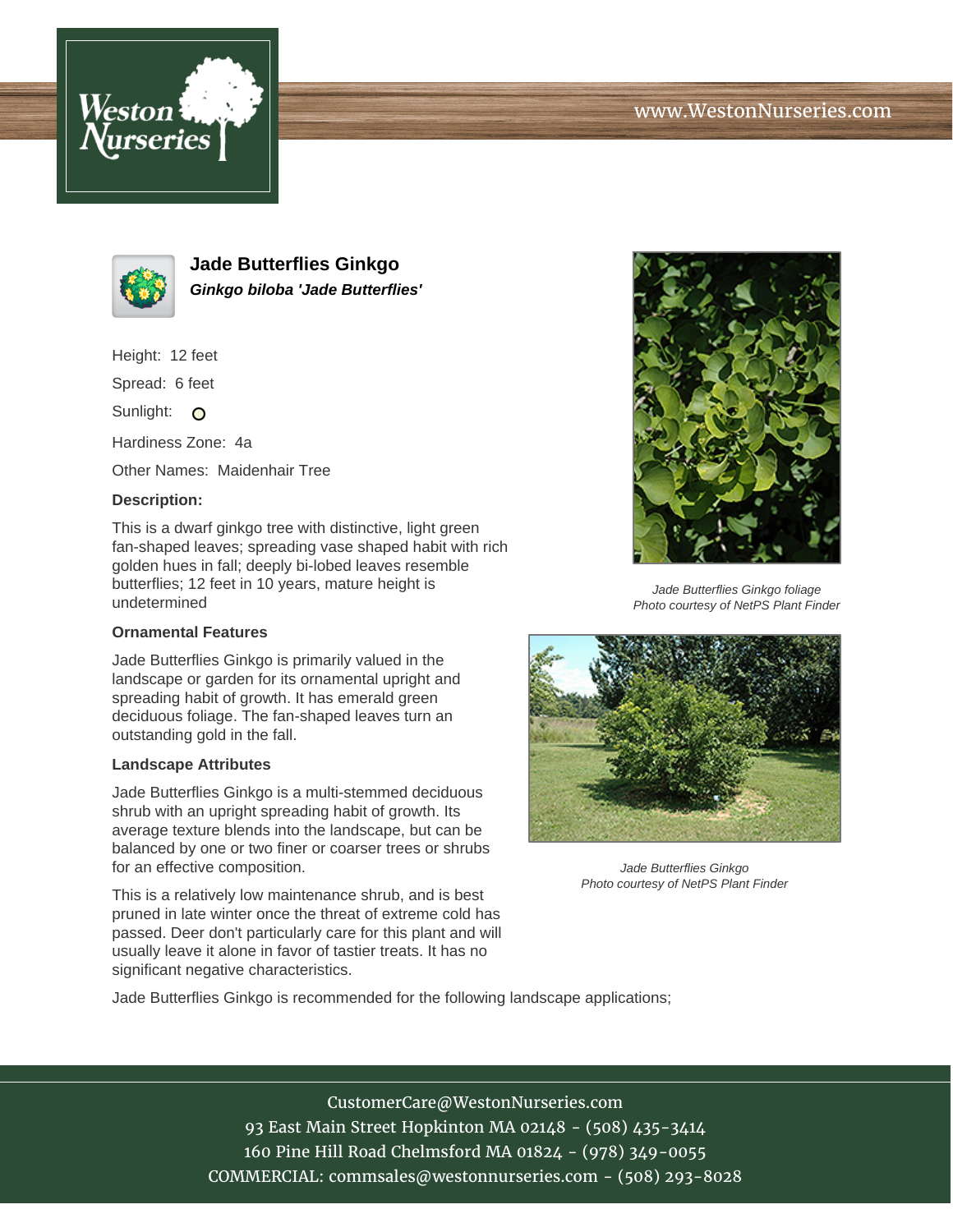# Jade Butterflies Ginkgo

***Ginkgo biloba 'Jade Butterflies'***

Height: 12 feet

Spread: 6 feet

Sunlight: O

Hardiness Zone: 4a

Other Names: Maidenhair Tree

**Description:**

This is a dwarf ginkgo tree with distinctive, light green fan-shaped leaves; spreading vase shaped habit with rich golden hues in fall; deeply bi-lobed leaves resemble butterflies; 12 feet in 10 years, mature height is undetermined

*Jade Butterflies Ginkgo foliage*
*Photo courtesy of NetPS Plant Finder*

**Ornamental Features**

Jade Butterflies Ginkgo is primarily valued in the landscape or garden for its ornamental upright and spreading habit of growth. It has emerald green deciduous foliage. The fan-shaped leaves turn an outstanding gold in the fall.

**Landscape Attributes**

Jade Butterflies Ginkgo is a multi-stemmed deciduous shrub with an upright spreading habit of growth. Its average texture blends into the landscape, but can be balanced by one or two finer or coarser trees or shrubs for an effective composition.

*Jade Butterflies Ginkgo*
*Photo courtesy of NetPS Plant Finder*

This is a relatively low maintenance shrub, and is best pruned in late winter once the threat of extreme cold has passed. Deer don't particularly care for this plant and will usually leave it alone in favor of tastier treats. It has no significant negative characteristics.

Jade Butterflies Ginkgo is recommended for the following landscape applications;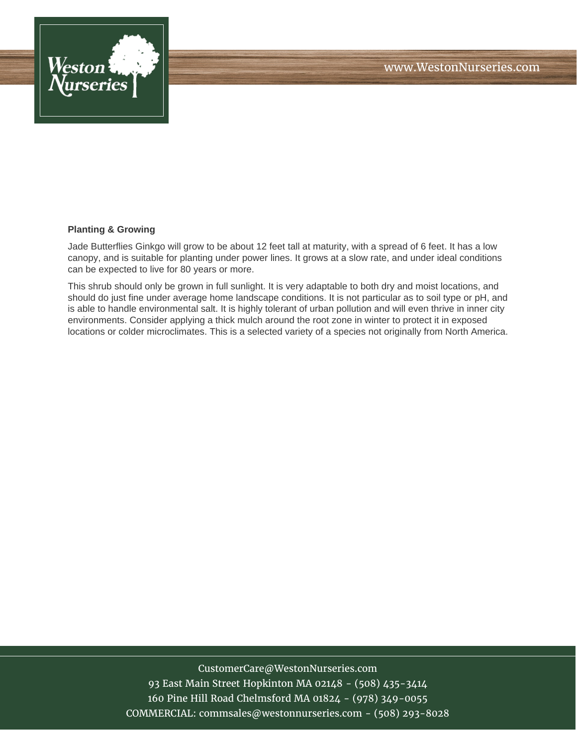### Planting & Growing

Jade Butterflies Ginkgo will grow to be about 12 feet tall at maturity, with a spread of 6 feet. It has a low canopy, and is suitable for planting under power lines. It grows at a slow rate, and under ideal conditions can be expected to live for 80 years or more.

This shrub should only be grown in full sunlight. It is very adaptable to both dry and moist locations, and should do just fine under average home landscape conditions. It is not particular as to soil type or pH, and is able to handle environmental salt. It is highly tolerant of urban pollution and will even thrive in inner city environments. Consider applying a thick mulch around the root zone in winter to protect it in exposed locations or colder microclimates. This is a selected variety of a species not originally from North America.